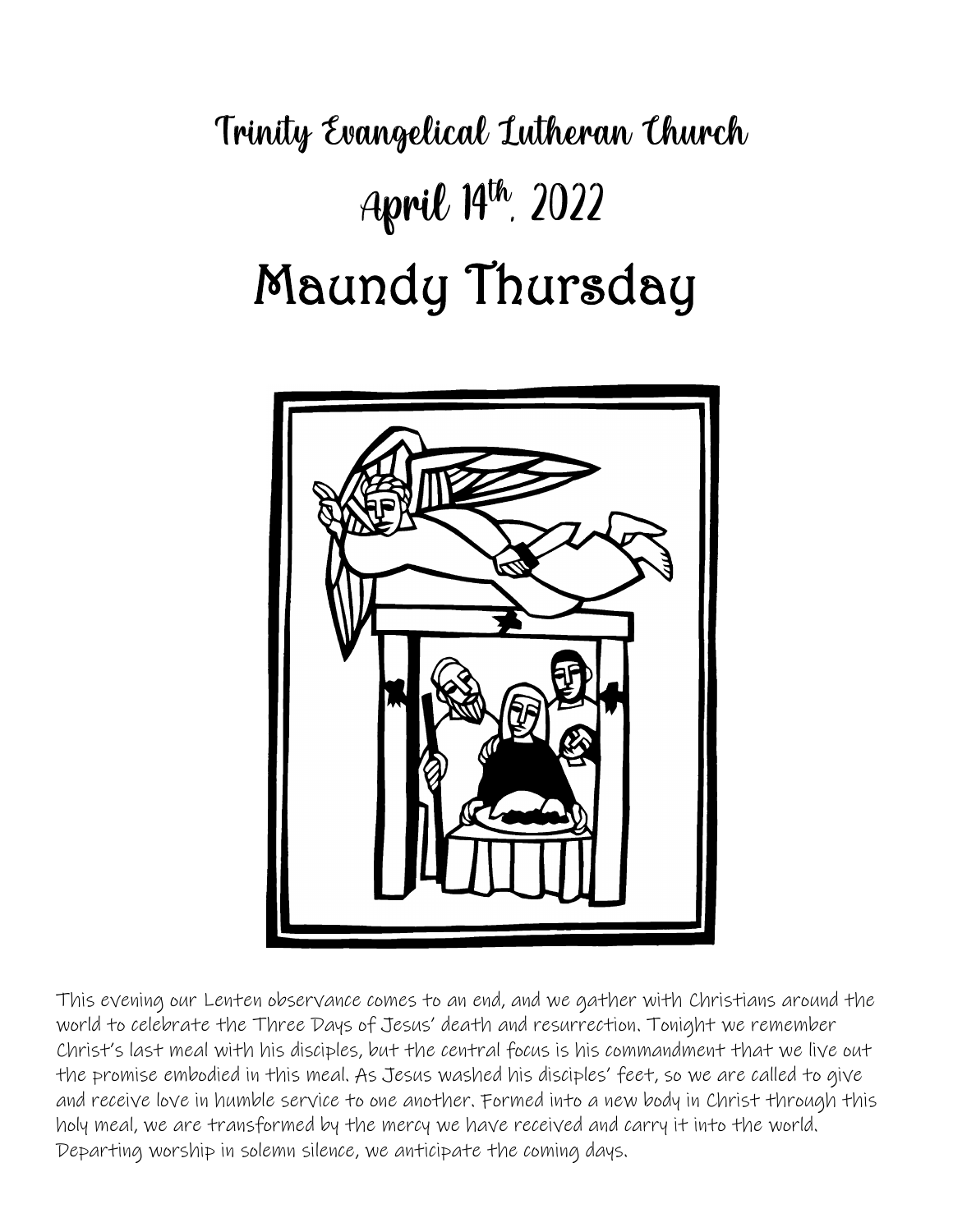# Trinity Evangelical Lutheran Church

## April 14th, 2022

# Maundy Thursday

This evening our Lenten observance comes to an end, and we gather with Christians around the world to celebrate the Three Days of Jesus' death and resurrection. Tonight we remember Christ's last meal with his disciples, but the central focus is his commandment that we live out the promise embodied in this meal. As Jesus washed his disciples' feet, so we are called to give and receive love in humble service to one another. Formed into a new body in Christ through this holy meal, we are transformed by the mercy we have received and carry it into the world. Departing worship in solemn silence, we anticipate the coming days.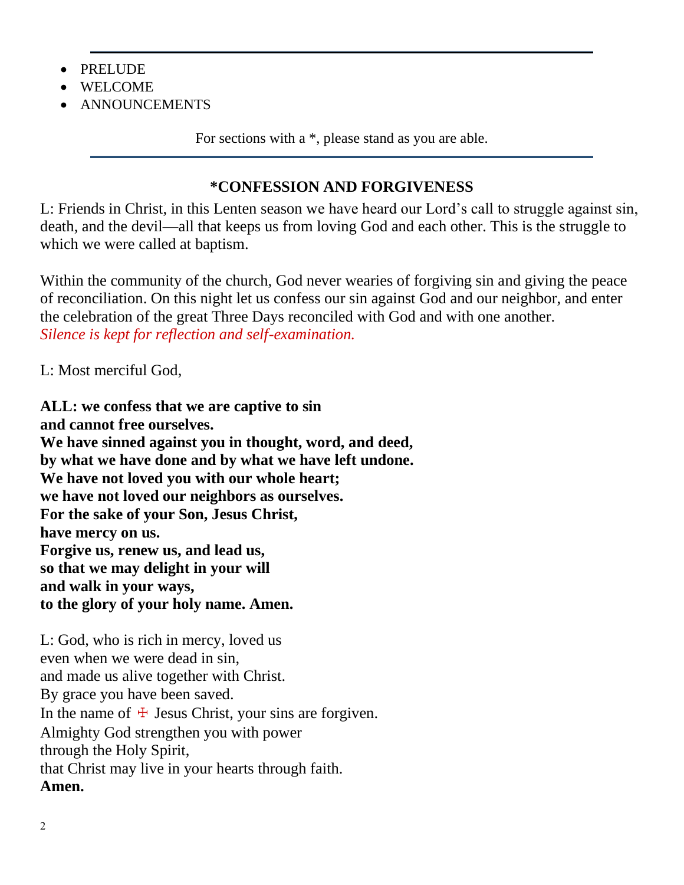---

- PRELUDE
- WELCOME
- ANNOUNCEMENTS

For sections with a *, please stand as you are able.

---

### *CONFESSION AND FORGIVENESS

L: Friends in Christ, in this Lenten season we have heard our Lord's call to struggle against sin, death, and the devil—all that keeps us from loving God and each other. This is the struggle to which we were called at baptism.

Within the community of the church, God never wearies of forgiving sin and giving the peace of reconciliation. On this night let us confess our sin against God and our neighbor, and enter the celebration of the great Three Days reconciled with God and with one another.
*Silence is kept for reflection and self-examination.*

L: Most merciful God,

**ALL: we confess that we are captive to sin**
**and cannot free ourselves.**
**We have sinned against you in thought, word, and deed,**
**by what we have done and by what we have left undone.**
**We have not loved you with our whole heart;**
**we have not loved our neighbors as ourselves.**
**For the sake of your Son, Jesus Christ,**
**have mercy on us.**
**Forgive us, renew us, and lead us,**
**so that we may delight in your will**
**and walk in your ways,**
**to the glory of your holy name. Amen.**

L: God, who is rich in mercy, loved us
even when we were dead in sin,
and made us alive together with Christ.
By grace you have been saved.
In the name of ☩ Jesus Christ, your sins are forgiven.
Almighty God strengthen you with power
through the Holy Spirit,
that Christ may live in your hearts through faith.
**Amen.**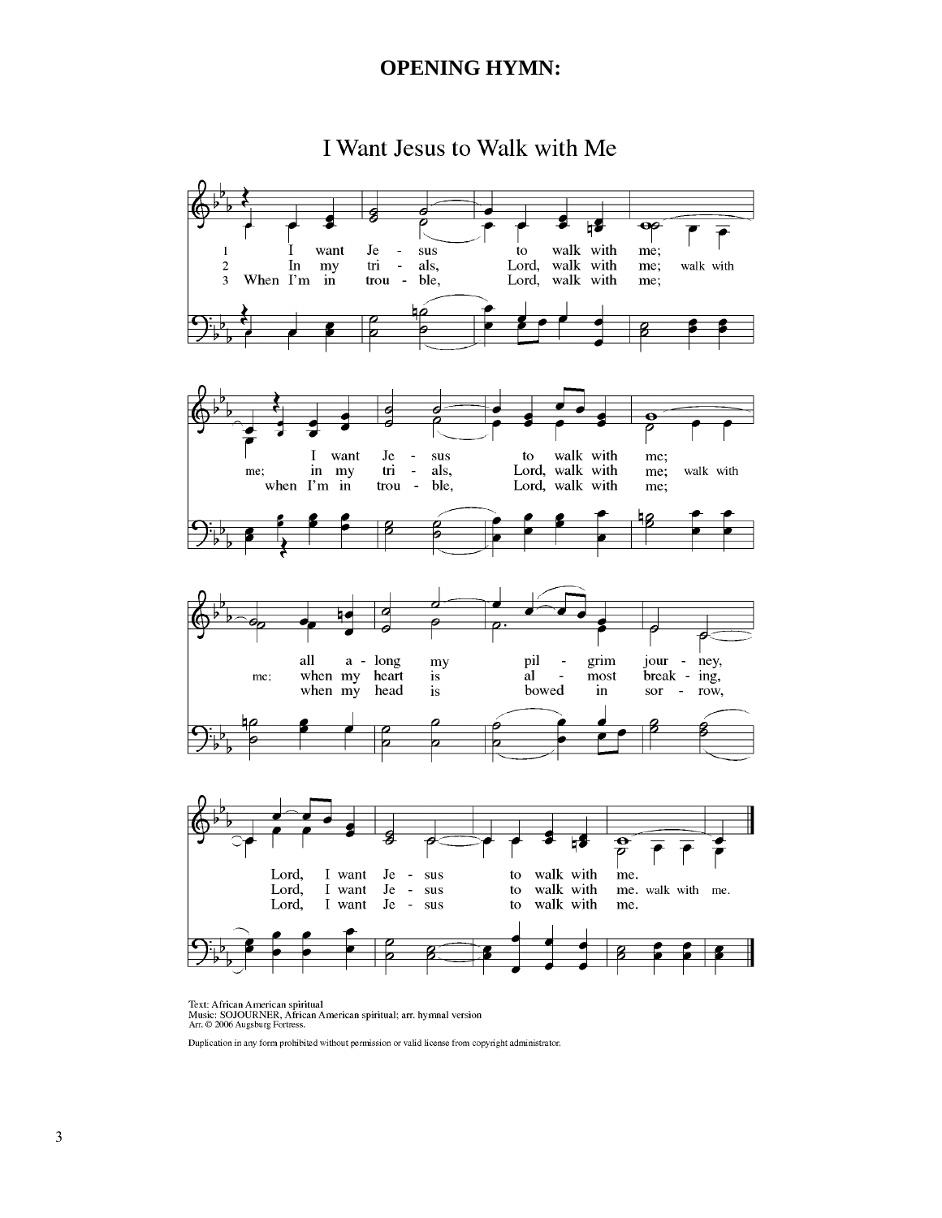**OPENING HYMN:**

## I Want Jesus to Walk with Me

1 I want Jesus to walk with me;
I want Jesus to walk with me;
all along my pilgrim journey,
Lord, I want Jesus to walk with me.

2 In my trials, Lord, walk with me; walk with me;
in my trials, Lord, walk with me; walk with me;
when my heart is almost breaking,
Lord, I want Jesus to walk with me. walk with me.

3 When I'm in trouble, Lord, walk with me;
when I'm in trouble, Lord, walk with me;
when my head is bowed in sorrow,
Lord, I want Jesus to walk with me.

Text: African American spiritual
Music: SOJOURNER, African American spiritual; arr. hymnal version
Arr. © 2006 Augsburg Fortress.

Duplication in any form prohibited without permission or valid license from copyright administrator.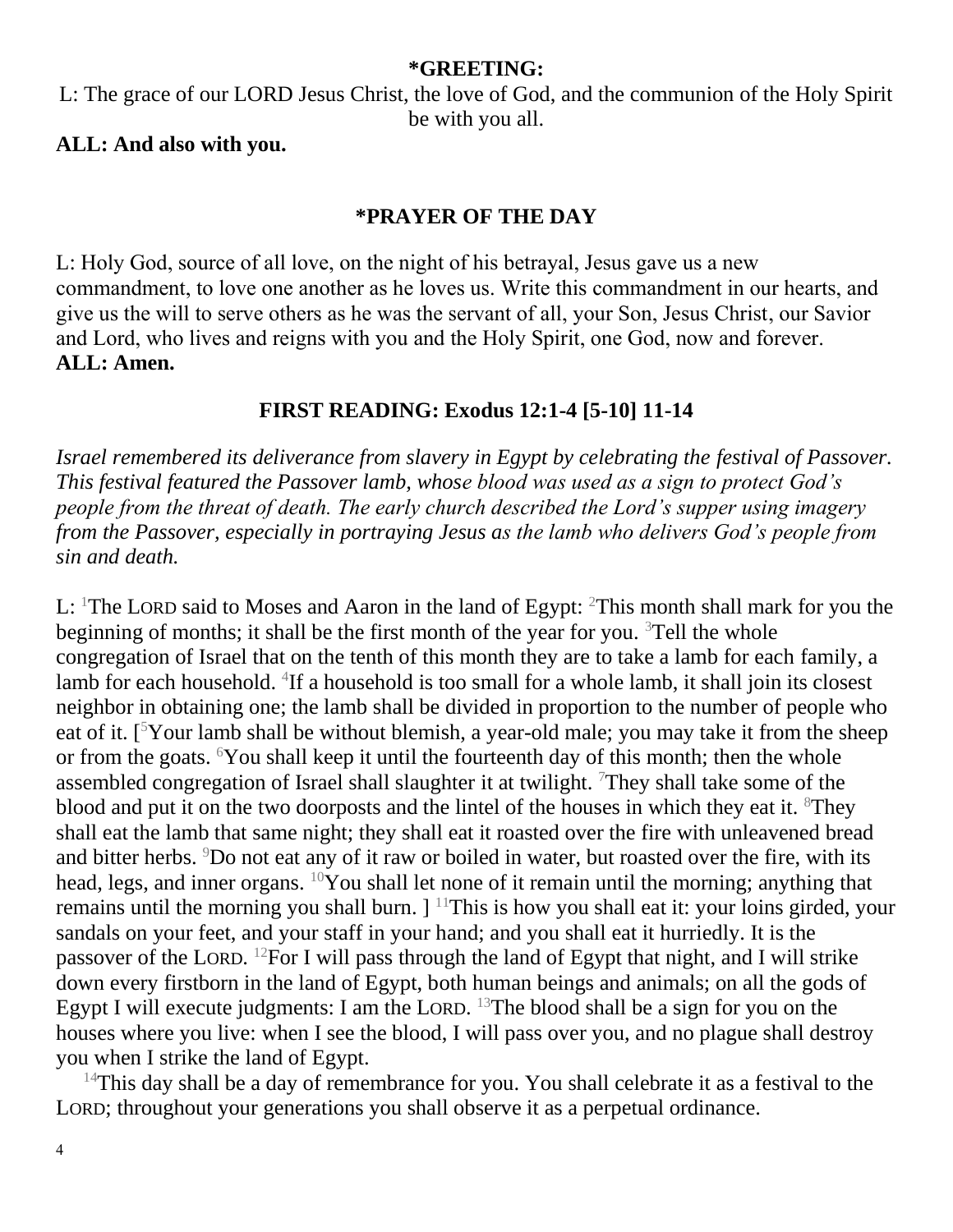**\*GREETING:**

L: The grace of our LORD Jesus Christ, the love of God, and the communion of the Holy Spirit be with you all.

**ALL: And also with you.**

**\*PRAYER OF THE DAY**

L: Holy God, source of all love, on the night of his betrayal, Jesus gave us a new commandment, to love one another as he loves us. Write this commandment in our hearts, and give us the will to serve others as he was the servant of all, your Son, Jesus Christ, our Savior and Lord, who lives and reigns with you and the Holy Spirit, one God, now and forever.
**ALL: Amen.**

**FIRST READING: Exodus 12:1-4 [5-10] 11-14**

*Israel remembered its deliverance from slavery in Egypt by celebrating the festival of Passover. This festival featured the Passover lamb, whose blood was used as a sign to protect God's people from the threat of death. The early church described the Lord's supper using imagery from the Passover, especially in portraying Jesus as the lamb who delivers God's people from sin and death.*

L: [1]The LORD said to Moses and Aaron in the land of Egypt: [2]This month shall mark for you the beginning of months; it shall be the first month of the year for you. [3]Tell the whole congregation of Israel that on the tenth of this month they are to take a lamb for each family, a lamb for each household. [4]If a household is too small for a whole lamb, it shall join its closest neighbor in obtaining one; the lamb shall be divided in proportion to the number of people who eat of it. [[5]Your lamb shall be without blemish, a year-old male; you may take it from the sheep or from the goats. [6]You shall keep it until the fourteenth day of this month; then the whole assembled congregation of Israel shall slaughter it at twilight. [7]They shall take some of the blood and put it on the two doorposts and the lintel of the houses in which they eat it. [8]They shall eat the lamb that same night; they shall eat it roasted over the fire with unleavened bread and bitter herbs. [9]Do not eat any of it raw or boiled in water, but roasted over the fire, with its head, legs, and inner organs. [10]You shall let none of it remain until the morning; anything that remains until the morning you shall burn. ] [11]This is how you shall eat it: your loins girded, your sandals on your feet, and your staff in your hand; and you shall eat it hurriedly. It is the passover of the LORD. [12]For I will pass through the land of Egypt that night, and I will strike down every firstborn in the land of Egypt, both human beings and animals; on all the gods of Egypt I will execute judgments: I am the LORD. [13]The blood shall be a sign for you on the houses where you live: when I see the blood, I will pass over you, and no plague shall destroy you when I strike the land of Egypt.

[14]This day shall be a day of remembrance for you. You shall celebrate it as a festival to the LORD; throughout your generations you shall observe it as a perpetual ordinance.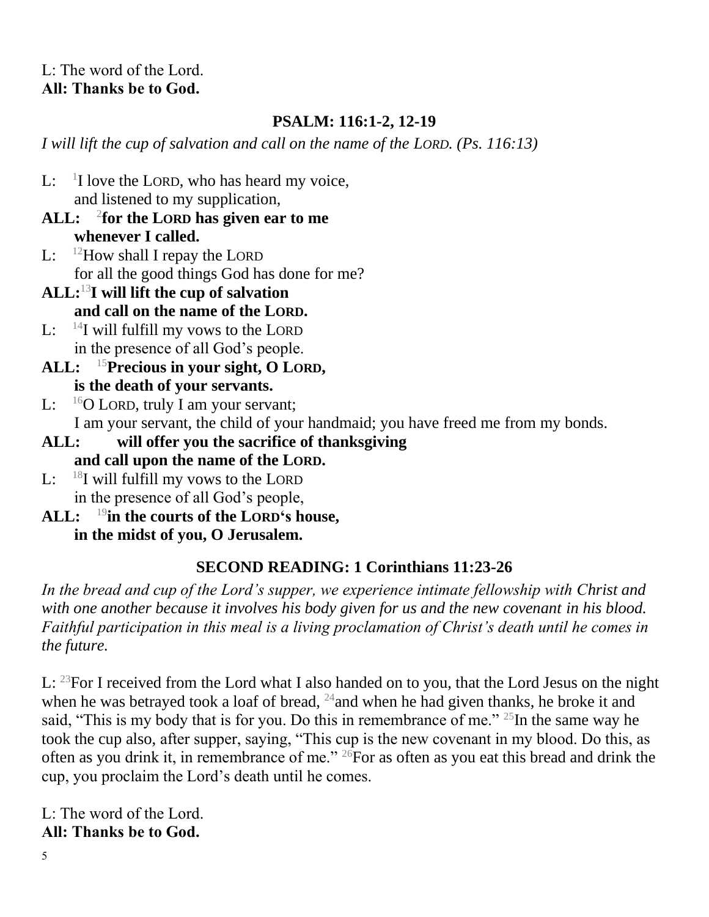L: The word of the Lord.
**All: Thanks be to God.**

## PSALM: 116:1-2, 12-19

*I will lift the cup of salvation and call on the name of the LORD. (Ps. 116:13)*

L: [1]I love the LORD, who has heard my voice,
and listened to my supplication,

**ALL: [2]for the LORD has given ear to me
whenever I called.**

L: [12]How shall I repay the LORD
for all the good things God has done for me?

**ALL:[13]I will lift the cup of salvation
and call on the name of the LORD.**

L: [14]I will fulfill my vows to the LORD
in the presence of all God's people.

**ALL: [15]Precious in your sight, O LORD,
is the death of your servants.**

L: [16]O LORD, truly I am your servant;
I am your servant, the child of your handmaid; you have freed me from my bonds.

**ALL: will offer you the sacrifice of thanksgiving
and call upon the name of the LORD.**

L: [18]I will fulfill my vows to the LORD
in the presence of all God's people,

**ALL: [19]in the courts of the LORD's house,
in the midst of you, O Jerusalem.**

## SECOND READING: 1 Corinthians 11:23-26

*In the bread and cup of the Lord's supper, we experience intimate fellowship with Christ and with one another because it involves his body given for us and the new covenant in his blood. Faithful participation in this meal is a living proclamation of Christ's death until he comes in the future.*

L: [23]For I received from the Lord what I also handed on to you, that the Lord Jesus on the night when he was betrayed took a loaf of bread, [24]and when he had given thanks, he broke it and said, "This is my body that is for you. Do this in remembrance of me." [25]In the same way he took the cup also, after supper, saying, "This cup is the new covenant in my blood. Do this, as often as you drink it, in remembrance of me." [26]For as often as you eat this bread and drink the cup, you proclaim the Lord's death until he comes.

L: The word of the Lord.
**All: Thanks be to God.**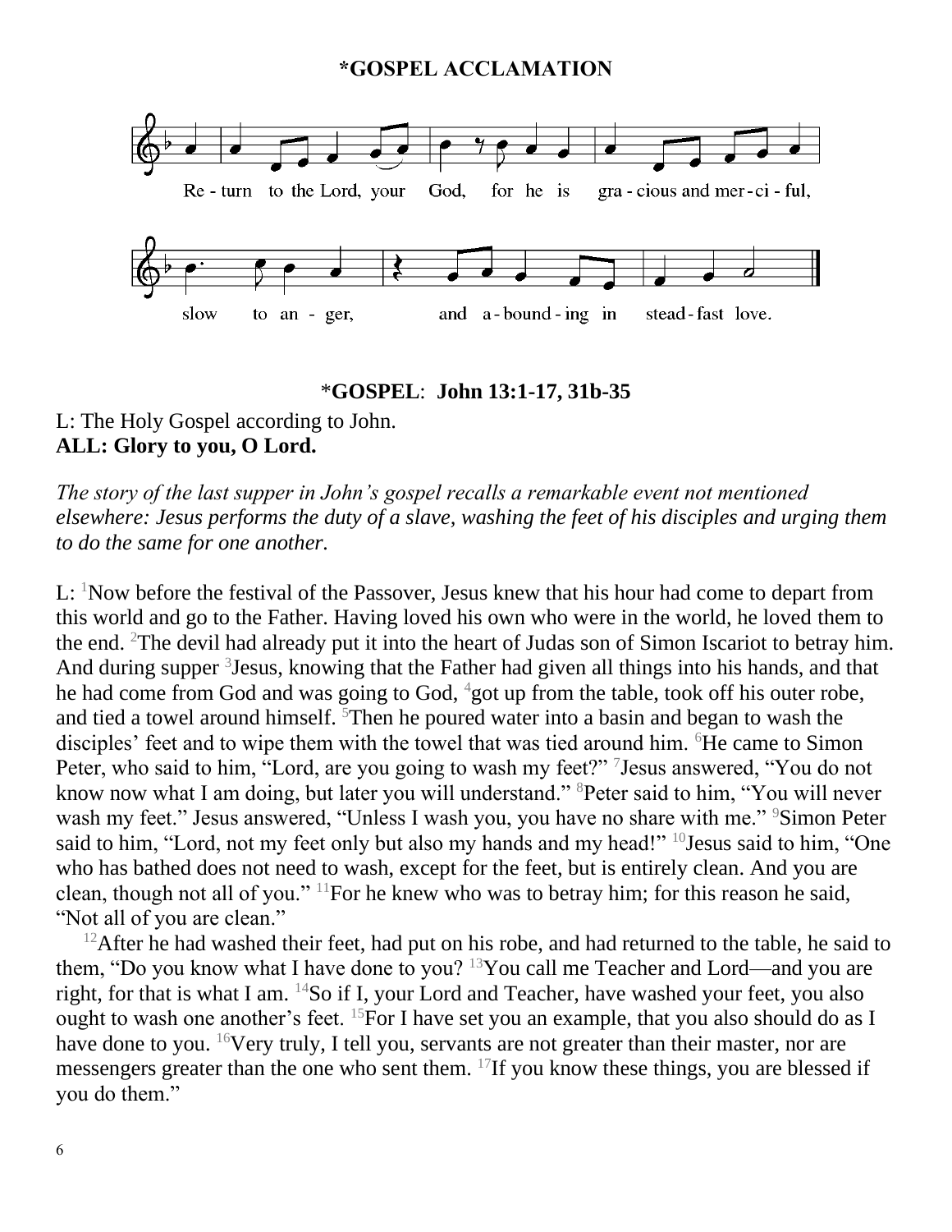## *GOSPEL ACCLAMATION

Re-turn to the Lord, your God, for he is gra-cious and mer-ci-ful,

slow to an-ger, and a-bound-ing in stead-fast love.

## *GOSPEL: John 13:1-17, 31b-35

L: The Holy Gospel according to John.
**ALL: Glory to you, O Lord.**

*The story of the last supper in John's gospel recalls a remarkable event not mentioned elsewhere: Jesus performs the duty of a slave, washing the feet of his disciples and urging them to do the same for one another.*

L: [1]Now before the festival of the Passover, Jesus knew that his hour had come to depart from this world and go to the Father. Having loved his own who were in the world, he loved them to the end. [2]The devil had already put it into the heart of Judas son of Simon Iscariot to betray him. And during supper [3]Jesus, knowing that the Father had given all things into his hands, and that he had come from God and was going to God, [4]got up from the table, took off his outer robe, and tied a towel around himself. [5]Then he poured water into a basin and began to wash the disciples' feet and to wipe them with the towel that was tied around him. [6]He came to Simon Peter, who said to him, "Lord, are you going to wash my feet?" [7]Jesus answered, "You do not know now what I am doing, but later you will understand." [8]Peter said to him, "You will never wash my feet." Jesus answered, "Unless I wash you, you have no share with me." [9]Simon Peter said to him, "Lord, not my feet only but also my hands and my head!" [10]Jesus said to him, "One who has bathed does not need to wash, except for the feet, but is entirely clean. And you are clean, though not all of you." [11]For he knew who was to betray him; for this reason he said, "Not all of you are clean."

[12]After he had washed their feet, had put on his robe, and had returned to the table, he said to them, "Do you know what I have done to you? [13]You call me Teacher and Lord—and you are right, for that is what I am. [14]So if I, your Lord and Teacher, have washed your feet, you also ought to wash one another's feet. [15]For I have set you an example, that you also should do as I have done to you. [16]Very truly, I tell you, servants are not greater than their master, nor are messengers greater than the one who sent them. [17]If you know these things, you are blessed if you do them."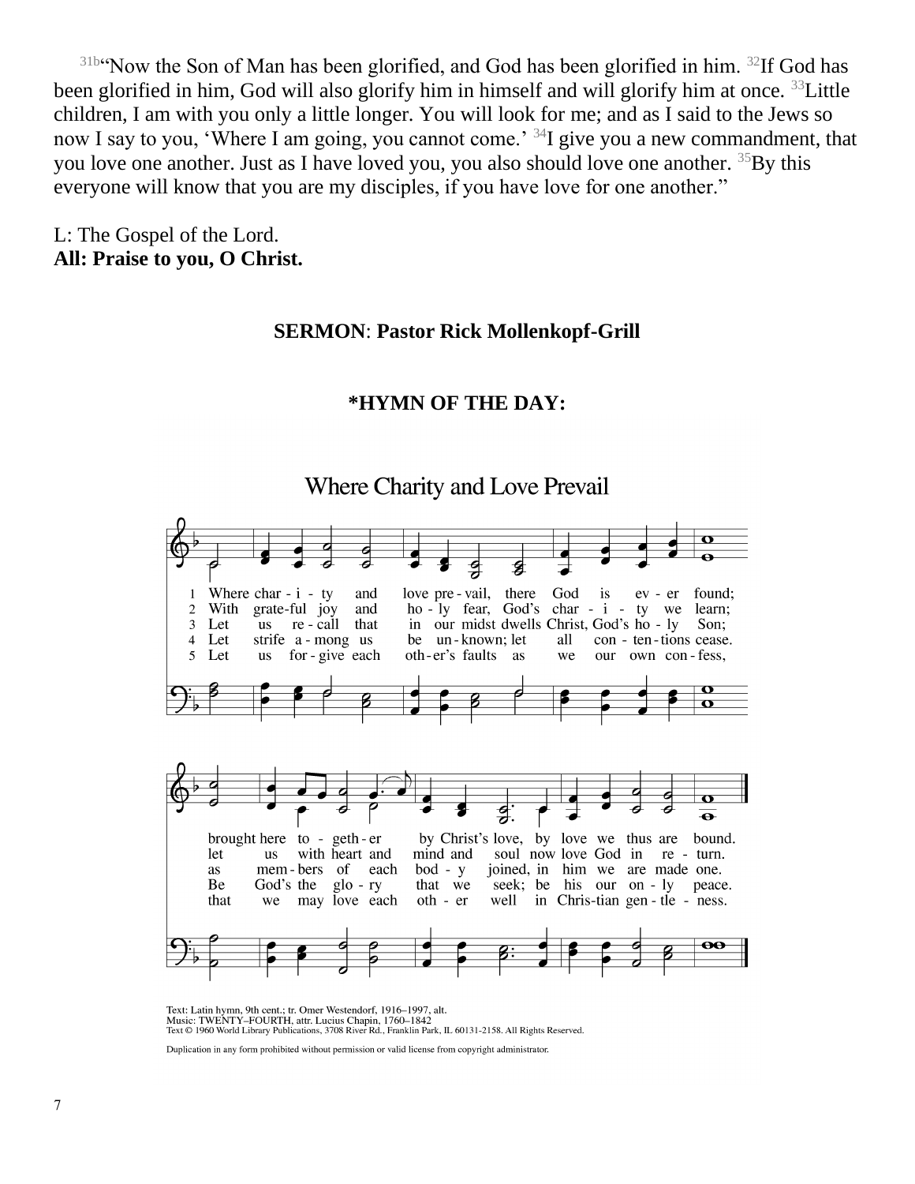[31b]"Now the Son of Man has been glorified, and God has been glorified in him. [32]If God has been glorified in him, God will also glorify him in himself and will glorify him at once. [33]Little children, I am with you only a little longer. You will look for me; and as I said to the Jews so now I say to you, 'Where I am going, you cannot come.' [34]I give you a new commandment, that you love one another. Just as I have loved you, you also should love one another. [35]By this everyone will know that you are my disciples, if you have love for one another."

L: The Gospel of the Lord.
**All: Praise to you, O Christ.**

**SERMON: Pastor Rick Mollenkopf-Grill**

**\*HYMN OF THE DAY:**

## Where Charity and Love Prevail

1 Where charity and love prevail, there God is ever found; brought here together by Christ's love, by love we thus are bound.

2 With grateful joy and holy fear, God's charity we learn; let us with heart and mind and soul now love God in return.

3 Let us recall that in our midst dwells Christ, God's holy Son; as members of each body joined, in him we are made one.

4 Let strife among us be unknown; let all contentions cease. Be God's the glory that we seek; be his our only peace.

5 Let us forgive each other's faults as we our own confess, that we may love each other well in Christian gentleness.

Text: Latin hymn, 9th cent.; tr. Omer Westendorf, 1916–1997, alt.
Music: TWENTY–FOURTH, attr. Lucius Chapin, 1760–1842
Text © 1960 World Library Publications, 3708 River Rd., Franklin Park, IL 60131-2158. All Rights Reserved.

Duplication in any form prohibited without permission or valid license from copyright administrator.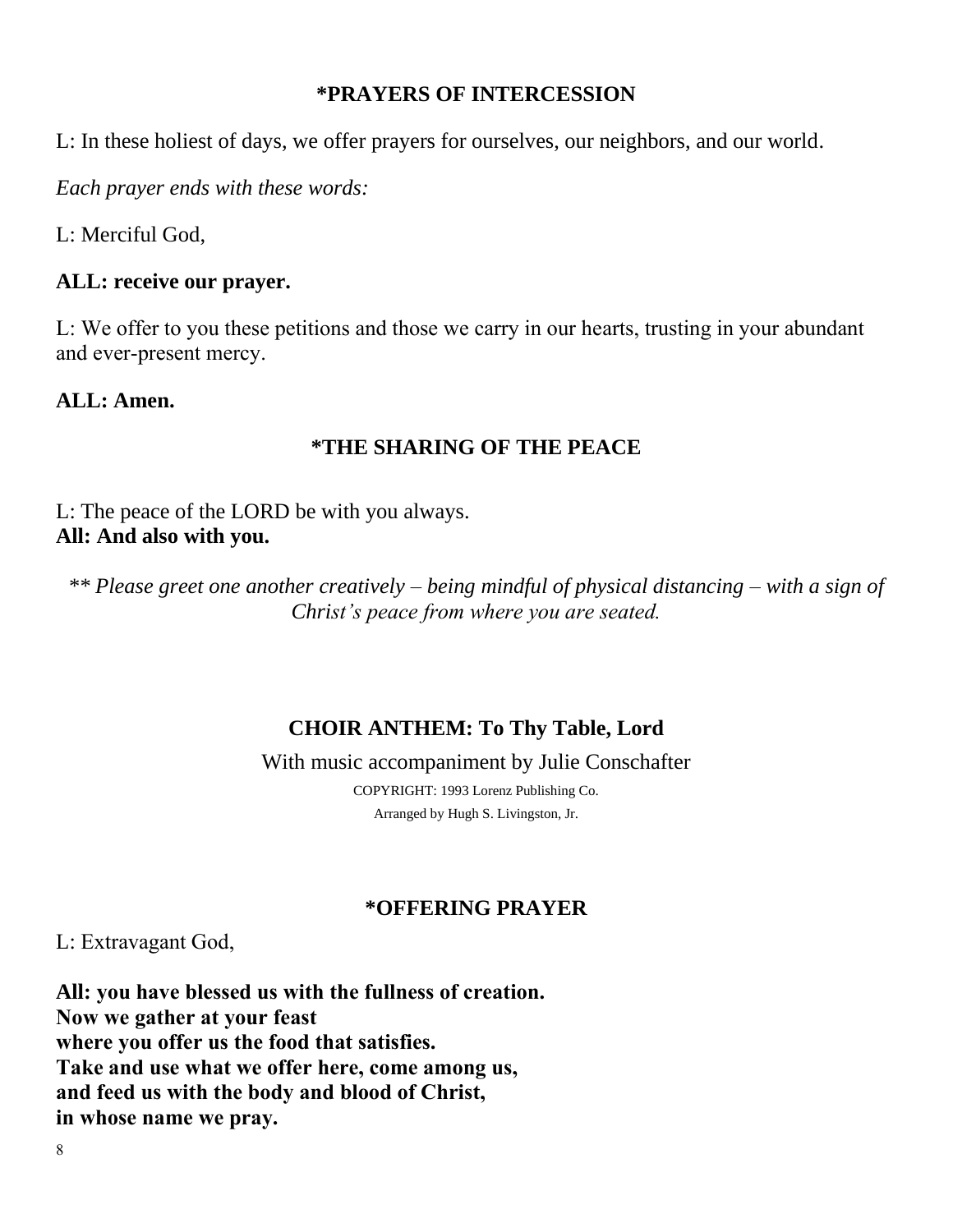## *PRAYERS OF INTERCESSION

L: In these holiest of days, we offer prayers for ourselves, our neighbors, and our world.

*Each prayer ends with these words:*

L: Merciful God,

**ALL: receive our prayer.**

L: We offer to you these petitions and those we carry in our hearts, trusting in your abundant and ever-present mercy.

**ALL: Amen.**

## *THE SHARING OF THE PEACE

L: The peace of the LORD be with you always.
**All: And also with you.**

*** Please greet one another creatively – being mindful of physical distancing – with a sign of Christ's peace from where you are seated.*

## CHOIR ANTHEM: To Thy Table, Lord

With music accompaniment by Julie Conschafter

COPYRIGHT: 1993 Lorenz Publishing Co.
Arranged by Hugh S. Livingston, Jr.

## *OFFERING PRAYER

L: Extravagant God,

**All: you have blessed us with the fullness of creation.
Now we gather at your feast
where you offer us the food that satisfies.
Take and use what we offer here, come among us,
and feed us with the body and blood of Christ,
in whose name we pray.**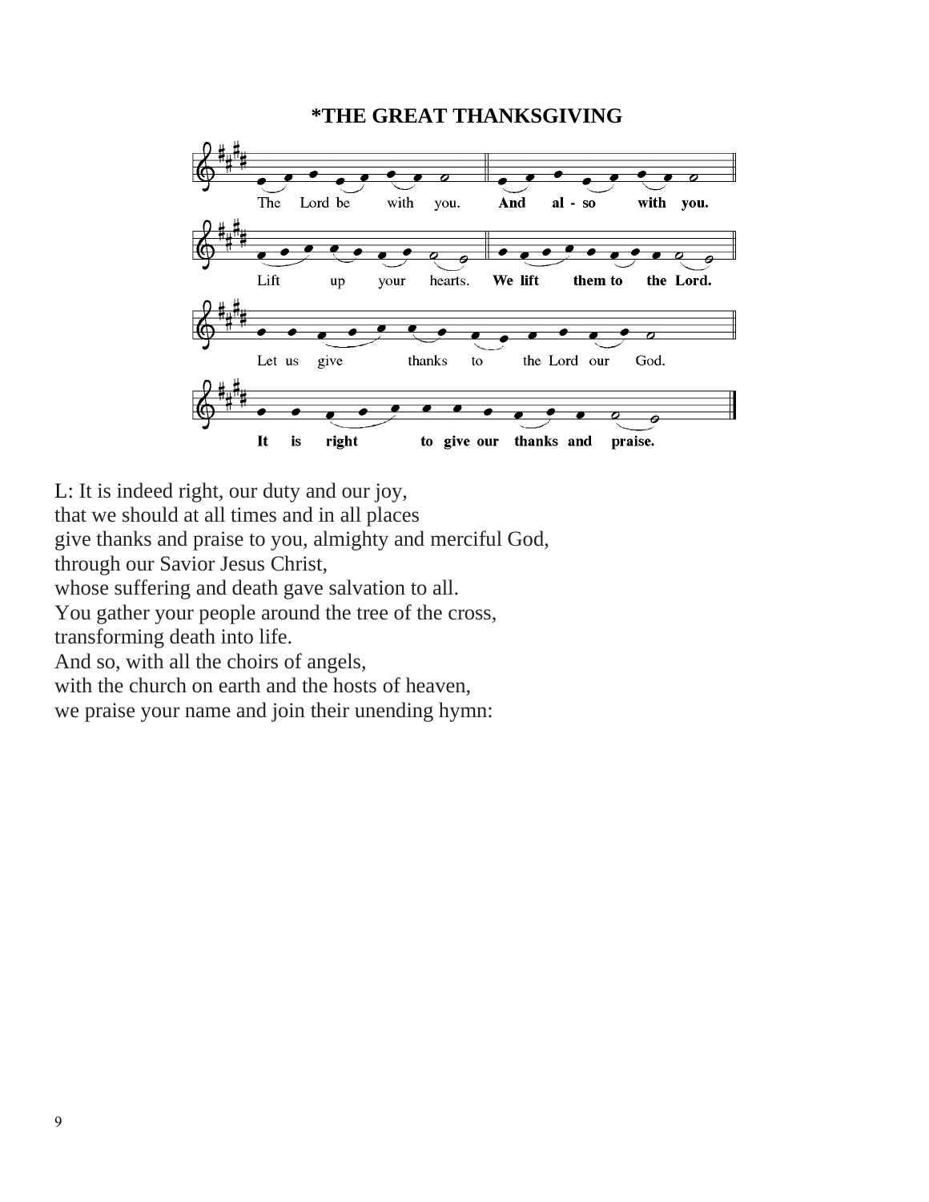**\*THE GREAT THANKSGIVING**

The Lord be with you. **And al - so with you.**

Lift up your hearts. **We lift them to the Lord.**

Let us give thanks to the Lord our God.

**It is right to give our thanks and praise.**

L: It is indeed right, our duty and our joy,
that we should at all times and in all places
give thanks and praise to you, almighty and merciful God,
through our Savior Jesus Christ,
whose suffering and death gave salvation to all.
You gather your people around the tree of the cross,
transforming death into life.
And so, with all the choirs of angels,
with the church on earth and the hosts of heaven,
we praise your name and join their unending hymn: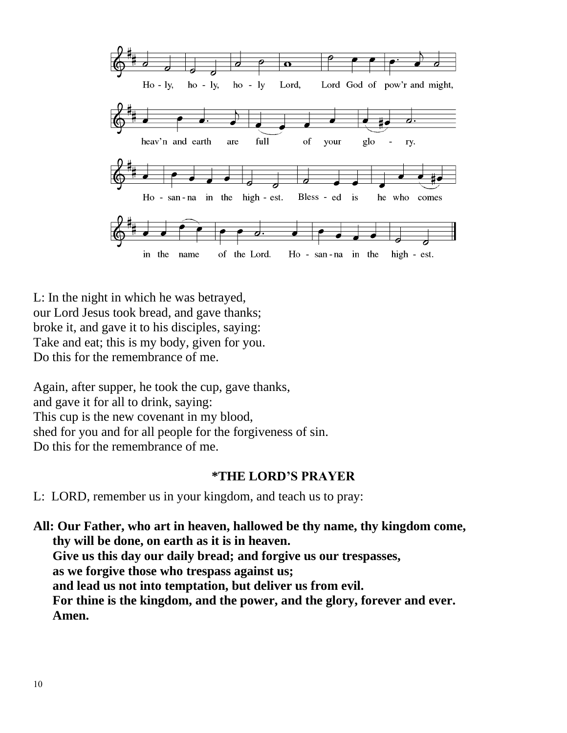Ho - ly, ho - ly, ho - ly Lord, Lord God of pow'r and might,
heav'n and earth are full of your glo - ry.
Ho - san - na in the high - est. Bless - ed is he who comes
in the name of the Lord. Ho - san - na in the high - est.

L: In the night in which he was betrayed,
our Lord Jesus took bread, and gave thanks;
broke it, and gave it to his disciples, saying:
Take and eat; this is my body, given for you.
Do this for the remembrance of me.

Again, after supper, he took the cup, gave thanks,
and gave it for all to drink, saying:
This cup is the new covenant in my blood,
shed for you and for all people for the forgiveness of sin.
Do this for the remembrance of me.

## *THE LORD'S PRAYER

L: LORD, remember us in your kingdom, and teach us to pray:

**All: Our Father, who art in heaven, hallowed be thy name, thy kingdom come,
thy will be done, on earth as it is in heaven.
Give us this day our daily bread; and forgive us our trespasses,
as we forgive those who trespass against us;
and lead us not into temptation, but deliver us from evil.
For thine is the kingdom, and the power, and the glory, forever and ever.
Amen.**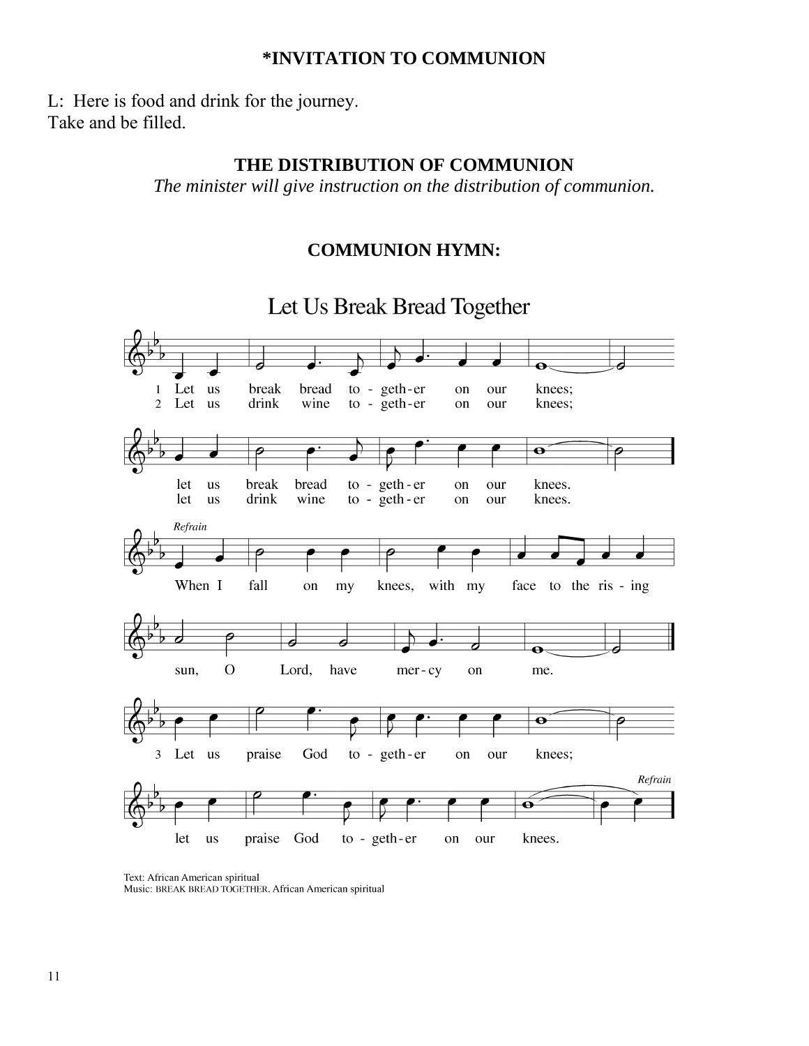**\*INVITATION TO COMMUNION**

L: Here is food and drink for the journey.
Take and be filled.

**THE DISTRIBUTION OF COMMUNION**

*The minister will give instruction on the distribution of communion.*

**COMMUNION HYMN:**

## Let Us Break Bread Together

1 Let us break bread to-geth-er on our knees;
let us break bread to-geth-er on our knees.

2 Let us drink wine to-geth-er on our knees;
let us drink wine to-geth-er on our knees.

*Refrain*
When I fall on my knees, with my face to the ris-ing sun, O Lord, have mer-cy on me.

3 Let us praise God to-geth-er on our knees;
let us praise God to-geth-er on our knees. *Refrain*

Text: African American spiritual
Music: BREAK BREAD TOGETHER, African American spiritual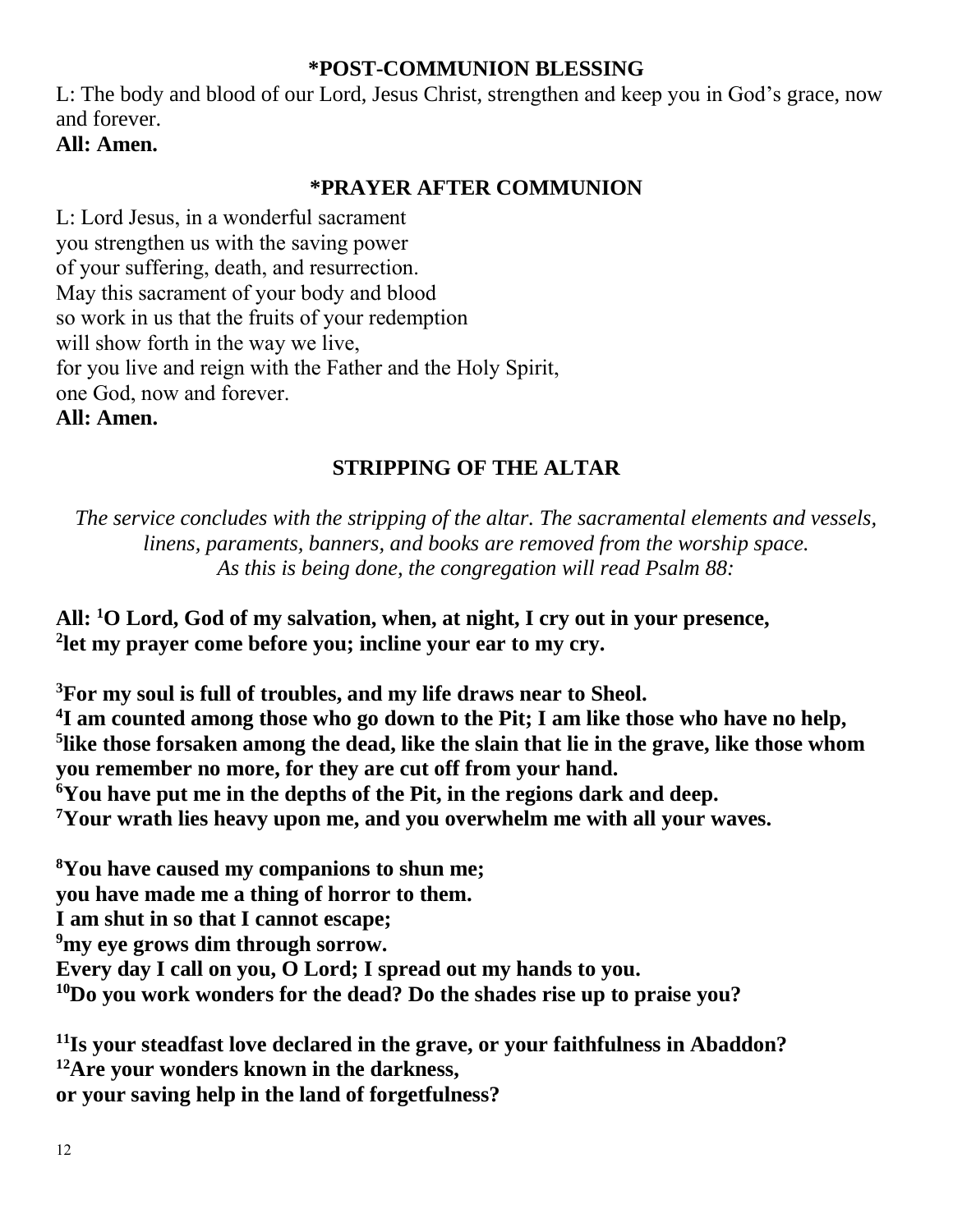## *POST-COMMUNION BLESSING

L: The body and blood of our Lord, Jesus Christ, strengthen and keep you in God's grace, now and forever.

**All: Amen.**

## *PRAYER AFTER COMMUNION

L: Lord Jesus, in a wonderful sacrament
you strengthen us with the saving power
of your suffering, death, and resurrection.
May this sacrament of your body and blood
so work in us that the fruits of your redemption
will show forth in the way we live,
for you live and reign with the Father and the Holy Spirit,
one God, now and forever.

**All: Amen.**

## STRIPPING OF THE ALTAR

*The service concludes with the stripping of the altar. The sacramental elements and vessels, linens, paraments, banners, and books are removed from the worship space. As this is being done, the congregation will read Psalm 88:*

**All: [1]O Lord, God of my salvation, when, at night, I cry out in your presence,**
**[2]let my prayer come before you; incline your ear to my cry.**

**[3]For my soul is full of troubles, and my life draws near to Sheol.**
**[4]I am counted among those who go down to the Pit; I am like those who have no help,**
**[5]like those forsaken among the dead, like the slain that lie in the grave, like those whom you remember no more, for they are cut off from your hand.**
**[6]You have put me in the depths of the Pit, in the regions dark and deep.**
**[7]Your wrath lies heavy upon me, and you overwhelm me with all your waves.**

**[8]You have caused my companions to shun me;**
**you have made me a thing of horror to them.**
**I am shut in so that I cannot escape;**
**[9]my eye grows dim through sorrow.**
**Every day I call on you, O Lord; I spread out my hands to you.**
**[10]Do you work wonders for the dead? Do the shades rise up to praise you?**

**[11]Is your steadfast love declared in the grave, or your faithfulness in Abaddon?**
**[12]Are your wonders known in the darkness,**
**or your saving help in the land of forgetfulness?**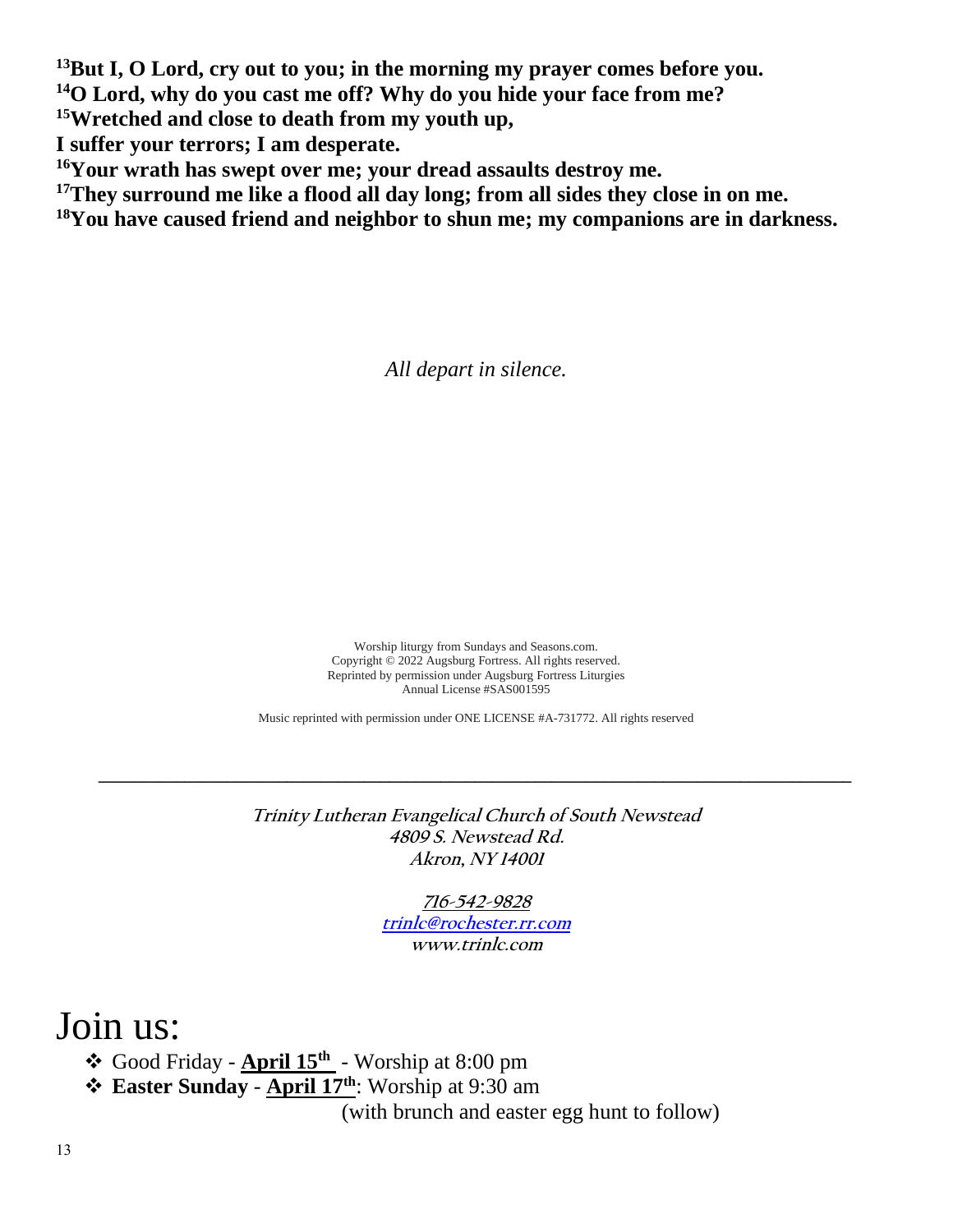**[13]But I, O Lord, cry out to you; in the morning my prayer comes before you.**
**[14]O Lord, why do you cast me off? Why do you hide your face from me?**
**[15]Wretched and close to death from my youth up,**
**I suffer your terrors; I am desperate.**
**[16]Your wrath has swept over me; your dread assaults destroy me.**
**[17]They surround me like a flood all day long; from all sides they close in on me.**
**[18]You have caused friend and neighbor to shun me; my companions are in darkness.**

*All depart in silence.*

Worship liturgy from Sundays and Seasons.com.
Copyright © 2022 Augsburg Fortress. All rights reserved.
Reprinted by permission under Augsburg Fortress Liturgies
Annual License #SAS001595

Music reprinted with permission under ONE LICENSE #A-731772. All rights reserved

---

***Trinity Lutheran Evangelical Church of South Newstead***
***4809 S. Newstead Rd.***
***Akron, NY 14001***

***716-542-9828***
***trinlc@rochester.rr.com***
***www.trinlc.com***

# Join us:

- Good Friday - **April 15th** - Worship at 8:00 pm
- **Easter Sunday** - **April 17th**: Worship at 9:30 am
  (with brunch and easter egg hunt to follow)